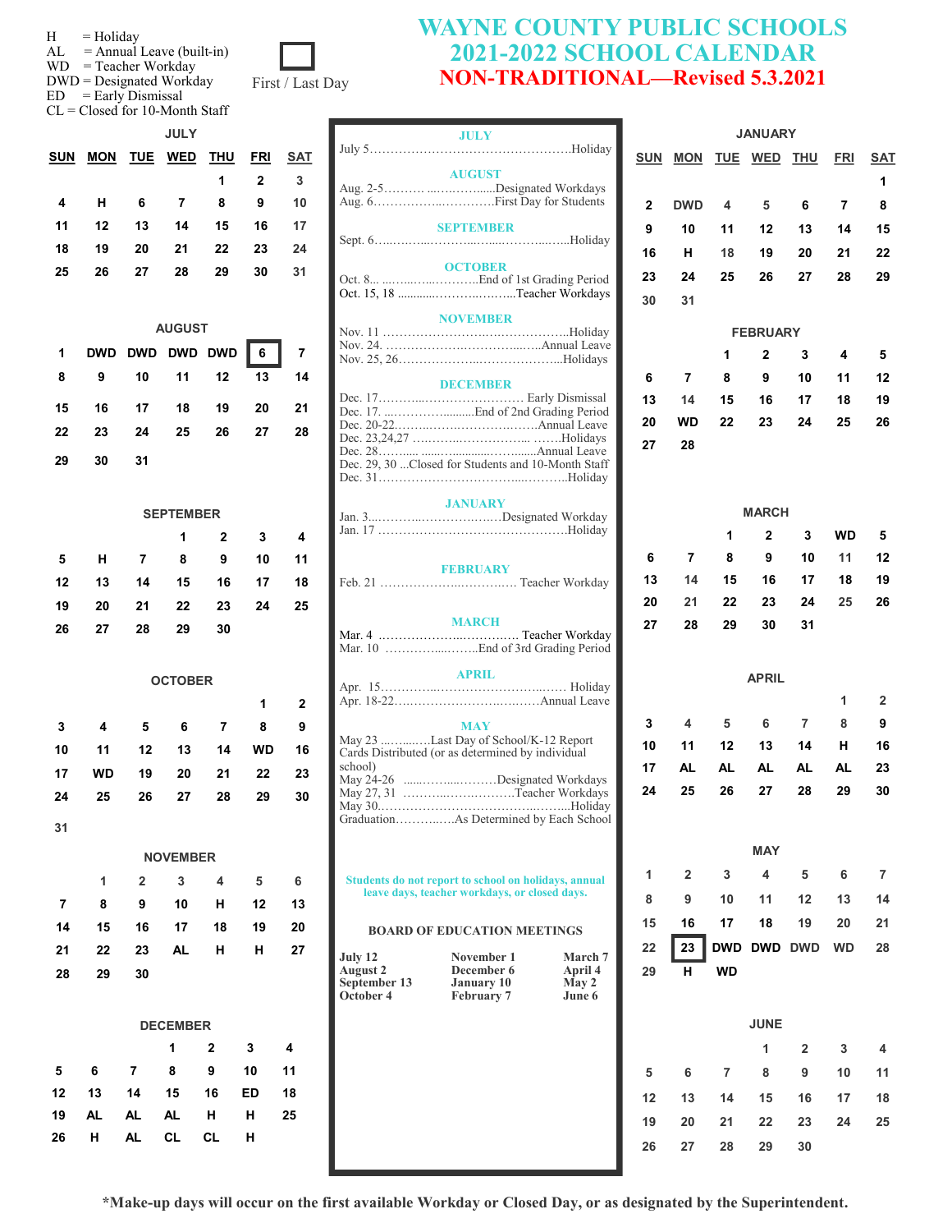# WAYNE COUNTY PUBLIC SCHOOLS
# 2021-2022 SCHOOL CALENDAR
## NON-TRADITIONAL—Revised 5.3.2021

H = Holiday
AL = Annual Leave (built-in)
WD = Teacher Workday
DWD = Designated Workday
ED = Early Dismissal
CL = Closed for 10-Month Staff

First / Last Day (boxed)

### JULY

| SUN | MON | TUE | WED | THU | FRI | SAT |
|---|---|---|---|---|---|---|
| | | | | 1 | 2 | 3 |
| 4 | H | 6 | 7 | 8 | 9 | 10 |
| 11 | 12 | 13 | 14 | 15 | 16 | 17 |
| 18 | 19 | 20 | 21 | 22 | 23 | 24 |
| 25 | 26 | 27 | 28 | 29 | 30 | 31 |

### AUGUST

| SUN | MON | TUE | WED | THU | FRI | SAT |
|---|---|---|---|---|---|---|
| 1 | DWD | DWD | DWD | DWD | 6 | 7 |
| 8 | 9 | 10 | 11 | 12 | 13 | 14 |
| 15 | 16 | 17 | 18 | 19 | 20 | 21 |
| 22 | 23 | 24 | 25 | 26 | 27 | 28 |
| 29 | 30 | 31 | | | | |

### SEPTEMBER

| SUN | MON | TUE | WED | THU | FRI | SAT |
|---|---|---|---|---|---|---|
| | | | 1 | 2 | 3 | 4 |
| 5 | H | 7 | 8 | 9 | 10 | 11 |
| 12 | 13 | 14 | 15 | 16 | 17 | 18 |
| 19 | 20 | 21 | 22 | 23 | 24 | 25 |
| 26 | 27 | 28 | 29 | 30 | | |

### OCTOBER

| SUN | MON | TUE | WED | THU | FRI | SAT |
|---|---|---|---|---|---|---|
| | | | | | 1 | 2 |
| 3 | 4 | 5 | 6 | 7 | 8 | 9 |
| 10 | 11 | 12 | 13 | 14 | WD | 16 |
| 17 | WD | 19 | 20 | 21 | 22 | 23 |
| 24 | 25 | 26 | 27 | 28 | 29 | 30 |
| 31 | | | | | | |

### NOVEMBER

| SUN | MON | TUE | WED | THU | FRI | SAT |
|---|---|---|---|---|---|---|
| | 1 | 2 | 3 | 4 | 5 | 6 |
| 7 | 8 | 9 | 10 | H | 12 | 13 |
| 14 | 15 | 16 | 17 | 18 | 19 | 20 |
| 21 | 22 | 23 | AL | H | H | 27 |
| 28 | 29 | 30 | | | | |

### DECEMBER

| SUN | MON | TUE | WED | THU | FRI | SAT |
|---|---|---|---|---|---|---|
| | | | 1 | 2 | 3 | 4 |
| 5 | 6 | 7 | 8 | 9 | 10 | 11 |
| 12 | 13 | 14 | 15 | 16 | ED | 18 |
| 19 | AL | AL | AL | H | H | 25 |
| 26 | H | AL | CL | CL | H | |

### JULY
July 5 ........ Holiday

### AUGUST
Aug. 2-5 ........ Designated Workdays
Aug. 6 ........ First Day for Students

### SEPTEMBER
Sept. 6 ........ Holiday

### OCTOBER
Oct. 8 ........ End of 1st Grading Period
Oct. 15, 18 ........ Teacher Workdays

### NOVEMBER
Nov. 11 ........ Holiday
Nov. 24. ........ Annual Leave
Nov. 25, 26 ........ Holidays

### DECEMBER
Dec. 17 ........ Early Dismissal
Dec. 17. ........ End of 2nd Grading Period
Dec. 20-22 ........ Annual Leave
Dec. 23,24,27 ........ Holidays
Dec. 28 ........ Annual Leave
Dec. 29, 30 ...Closed for Students and 10-Month Staff
Dec. 31 ........ Holiday

### JANUARY
Jan. 3 ........ Designated Workday
Jan. 17 ........ Holiday

### FEBRUARY
Feb. 21 ........ Teacher Workday

### MARCH
Mar. 4 ........ Teacher Workday
Mar. 10 ........ End of 3rd Grading Period

### APRIL
Apr. 15 ........ Holiday
Apr. 18-22 ........ Annual Leave

### MAY
May 23 ........ Last Day of School/K-12 Report Cards Distributed (or as determined by individual school)
May 24-26 ........ Designated Workdays
May 27, 31 ........ Teacher Workdays
May 30 ........ Holiday
Graduation ........ As Determined by Each School

**Students do not report to school on holidays, annual leave days, teacher workdays, or closed days.**

**BOARD OF EDUCATION MEETINGS**

| | | |
|---|---|---|
| July 12 | November 1 | March 7 |
| August 2 | December 6 | April 4 |
| September 13 | January 10 | May 2 |
| October 4 | February 7 | June 6 |

### JANUARY

| SUN | MON | TUE | WED | THU | FRI | SAT |
|---|---|---|---|---|---|---|
| | | | | | | 1 |
| 2 | DWD | 4 | 5 | 6 | 7 | 8 |
| 9 | 10 | 11 | 12 | 13 | 14 | 15 |
| 16 | H | 18 | 19 | 20 | 21 | 22 |
| 23 | 24 | 25 | 26 | 27 | 28 | 29 |
| 30 | 31 | | | | | |

### FEBRUARY

| SUN | MON | TUE | WED | THU | FRI | SAT |
|---|---|---|---|---|---|---|
| | | 1 | 2 | 3 | 4 | 5 |
| 6 | 7 | 8 | 9 | 10 | 11 | 12 |
| 13 | 14 | 15 | 16 | 17 | 18 | 19 |
| 20 | WD | 22 | 23 | 24 | 25 | 26 |
| 27 | 28 | | | | | |

### MARCH

| SUN | MON | TUE | WED | THU | FRI | SAT |
|---|---|---|---|---|---|---|
| | | 1 | 2 | 3 | WD | 5 |
| 6 | 7 | 8 | 9 | 10 | 11 | 12 |
| 13 | 14 | 15 | 16 | 17 | 18 | 19 |
| 20 | 21 | 22 | 23 | 24 | 25 | 26 |
| 27 | 28 | 29 | 30 | 31 | | |

### APRIL

| SUN | MON | TUE | WED | THU | FRI | SAT |
|---|---|---|---|---|---|---|
| | | | | | 1 | 2 |
| 3 | 4 | 5 | 6 | 7 | 8 | 9 |
| 10 | 11 | 12 | 13 | 14 | H | 16 |
| 17 | AL | AL | AL | AL | AL | 23 |
| 24 | 25 | 26 | 27 | 28 | 29 | 30 |

### MAY

| SUN | MON | TUE | WED | THU | FRI | SAT |
|---|---|---|---|---|---|---|
| 1 | 2 | 3 | 4 | 5 | 6 | 7 |
| 8 | 9 | 10 | 11 | 12 | 13 | 14 |
| 15 | 16 | 17 | 18 | 19 | 20 | 21 |
| 22 | 23 | DWD | DWD | DWD | WD | 28 |
| 29 | H | WD | | | | |

### JUNE

| SUN | MON | TUE | WED | THU | FRI | SAT |
|---|---|---|---|---|---|---|
| | | | 1 | 2 | 3 | 4 |
| 5 | 6 | 7 | 8 | 9 | 10 | 11 |
| 12 | 13 | 14 | 15 | 16 | 17 | 18 |
| 19 | 20 | 21 | 22 | 23 | 24 | 25 |
| 26 | 27 | 28 | 29 | 30 | | |

***Make-up days will occur on the first available Workday or Closed Day, or as designated by the Superintendent.**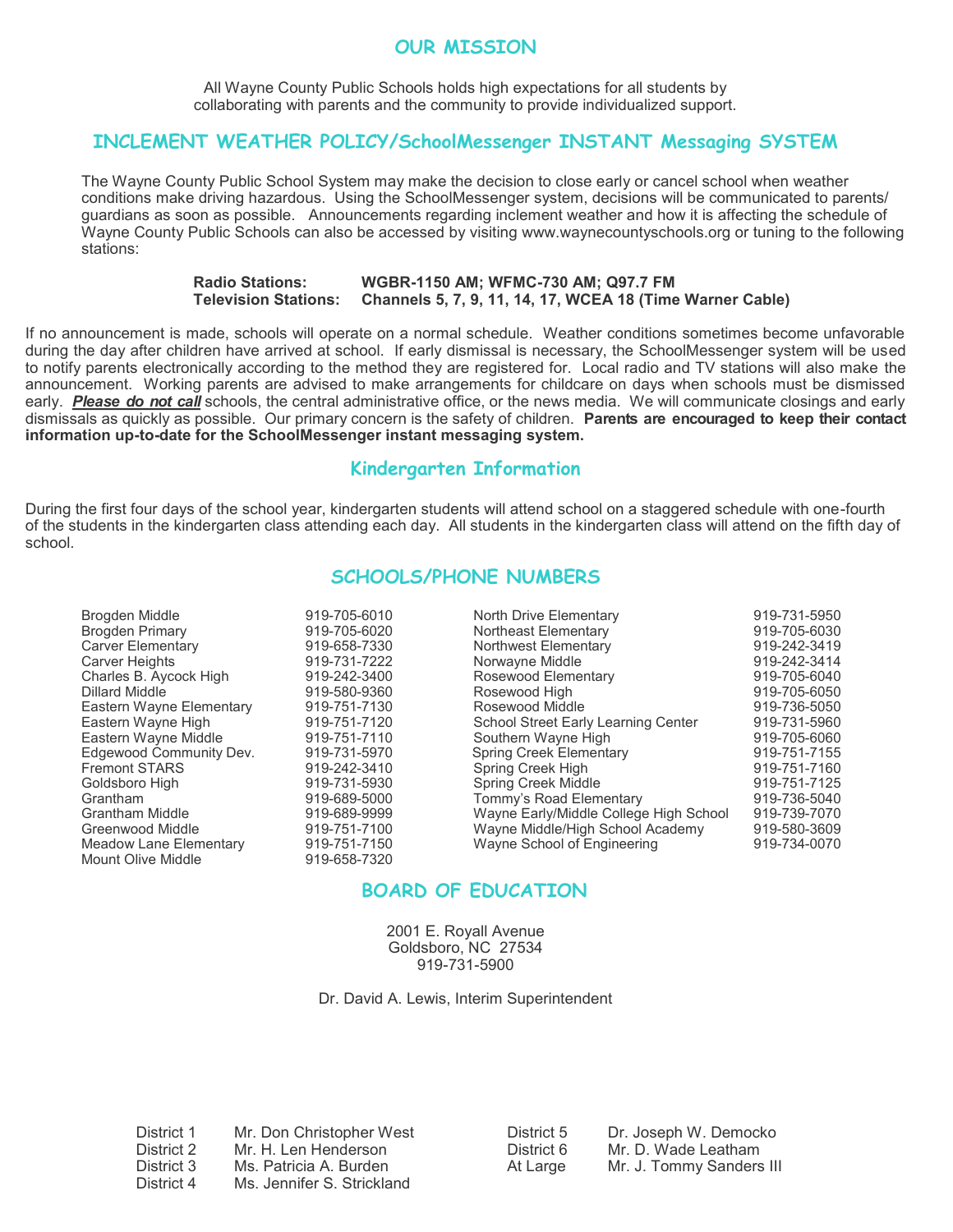## OUR MISSION

All Wayne County Public Schools holds high expectations for all students by collaborating with parents and the community to provide individualized support.

## INCLEMENT WEATHER POLICY/SchoolMessenger INSTANT Messaging SYSTEM

The Wayne County Public School System may make the decision to close early or cancel school when weather conditions make driving hazardous. Using the SchoolMessenger system, decisions will be communicated to parents/ guardians as soon as possible. Announcements regarding inclement weather and how it is affecting the schedule of Wayne County Public Schools can also be accessed by visiting www.waynecountyschools.org or tuning to the following stations:

**Radio Stations:** **WGBR-1150 AM; WFMC-730 AM; Q97.7 FM**
**Television Stations:** **Channels 5, 7, 9, 11, 14, 17, WCEA 18 (Time Warner Cable)**

If no announcement is made, schools will operate on a normal schedule. Weather conditions sometimes become unfavorable during the day after children have arrived at school. If early dismissal is necessary, the SchoolMessenger system will be used to notify parents electronically according to the method they are registered for. Local radio and TV stations will also make the announcement. Working parents are advised to make arrangements for childcare on days when schools must be dismissed early. ***Please do not call*** schools, the central administrative office, or the news media. We will communicate closings and early dismissals as quickly as possible. Our primary concern is the safety of children. **Parents are encouraged to keep their contact information up-to-date for the SchoolMessenger instant messaging system.**

## Kindergarten Information

During the first four days of the school year, kindergarten students will attend school on a staggered schedule with one-fourth of the students in the kindergarten class attending each day. All students in the kindergarten class will attend on the fifth day of school.

## SCHOOLS/PHONE NUMBERS

| | |
|---|---|
| Brogden Middle | 919-705-6010 |
| Brogden Primary | 919-705-6020 |
| Carver Elementary | 919-658-7330 |
| Carver Heights | 919-731-7222 |
| Charles B. Aycock High | 919-242-3400 |
| Dillard Middle | 919-580-9360 |
| Eastern Wayne Elementary | 919-751-7130 |
| Eastern Wayne High | 919-751-7120 |
| Eastern Wayne Middle | 919-751-7110 |
| Edgewood Community Dev. | 919-731-5970 |
| Fremont STARS | 919-242-3410 |
| Goldsboro High | 919-731-5930 |
| Grantham | 919-689-5000 |
| Grantham Middle | 919-689-9999 |
| Greenwood Middle | 919-751-7100 |
| Meadow Lane Elementary | 919-751-7150 |
| Mount Olive Middle | 919-658-7320 |
| North Drive Elementary | 919-731-5950 |
| Northeast Elementary | 919-705-6030 |
| Northwest Elementary | 919-242-3419 |
| Norwayne Middle | 919-242-3414 |
| Rosewood Elementary | 919-705-6040 |
| Rosewood High | 919-705-6050 |
| Rosewood Middle | 919-736-5050 |
| School Street Early Learning Center | 919-731-5960 |
| Southern Wayne High | 919-705-6060 |
| Spring Creek Elementary | 919-751-7155 |
| Spring Creek High | 919-751-7160 |
| Spring Creek Middle | 919-751-7125 |
| Tommy's Road Elementary | 919-736-5040 |
| Wayne Early/Middle College High School | 919-739-7070 |
| Wayne Middle/High School Academy | 919-580-3609 |
| Wayne School of Engineering | 919-734-0070 |

## BOARD OF EDUCATION

2001 E. Royall Avenue
Goldsboro, NC 27534
919-731-5900

Dr. David A. Lewis, Interim Superintendent

| | |
|---|---|
| District 1 | Mr. Don Christopher West |
| District 2 | Mr. H. Len Henderson |
| District 3 | Ms. Patricia A. Burden |
| District 4 | Ms. Jennifer S. Strickland |
| District 5 | Dr. Joseph W. Democko |
| District 6 | Mr. D. Wade Leatham |
| At Large | Mr. J. Tommy Sanders III |